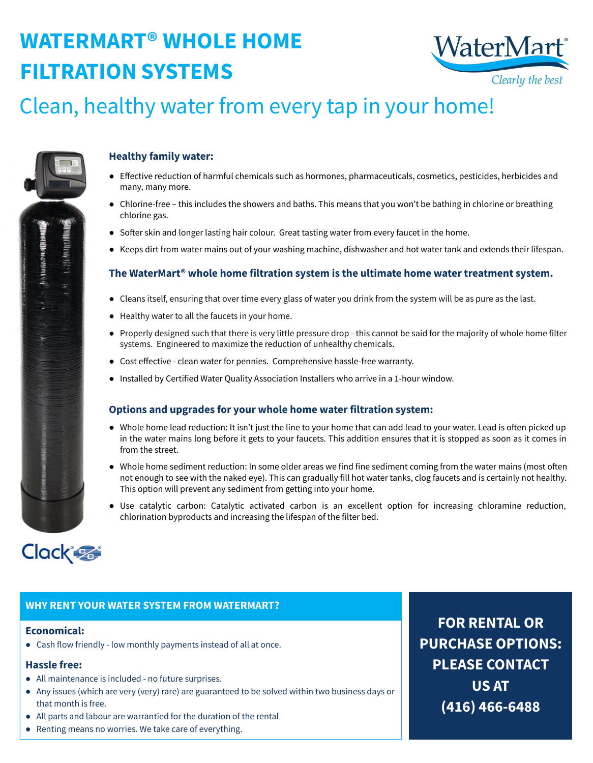# WATERMART® WHOLE HOME FILTRATION SYSTEMS

WaterMart®
*Clearly the best*

## Clean, healthy water from every tap in your home!

### Healthy family water:

- Effective reduction of harmful chemicals such as hormones, pharmaceuticals, cosmetics, pesticides, herbicides and many, many more.
- Chlorine-free – this includes the showers and baths. This means that you won't be bathing in chlorine or breathing chlorine gas.
- Softer skin and longer lasting hair colour. Great tasting water from every faucet in the home.
- Keeps dirt from water mains out of your washing machine, dishwasher and hot water tank and extends their lifespan.

### The WaterMart® whole home filtration system is the ultimate home water treatment system.

- Cleans itself, ensuring that over time every glass of water you drink from the system will be as pure as the last.
- Healthy water to all the faucets in your home.
- Properly designed such that there is very little pressure drop - this cannot be said for the majority of whole home filter systems. Engineered to maximize the reduction of unhealthy chemicals.
- Cost effective - clean water for pennies. Comprehensive hassle-free warranty.
- Installed by Certified Water Quality Association Installers who arrive in a 1-hour window.

### Options and upgrades for your whole home water filtration system:

- Whole home lead reduction: It isn't just the line to your home that can add lead to your water. Lead is often picked up in the water mains long before it gets to your faucets. This addition ensures that it is stopped as soon as it comes in from the street.
- Whole home sediment reduction: In some older areas we find fine sediment coming from the water mains (most often not enough to see with the naked eye). This can gradually fill hot water tanks, clog faucets and is certainly not healthy. This option will prevent any sediment from getting into your home.
- Use catalytic carbon: Catalytic activated carbon is an excellent option for increasing chloramine reduction, chlorination byproducts and increasing the lifespan of the filter bed.

Clack®

### WHY RENT YOUR WATER SYSTEM FROM WATERMART?

**Economical:**

- Cash flow friendly - low monthly payments instead of all at once.

**Hassle free:**

- All maintenance is included - no future surprises.
- Any issues (which are very (very) rare) are guaranteed to be solved within two business days or that month is free.
- All parts and labour are warrantied for the duration of the rental
- Renting means no worries. We take care of everything.

**FOR RENTAL OR PURCHASE OPTIONS: PLEASE CONTACT US AT (416) 466-6488**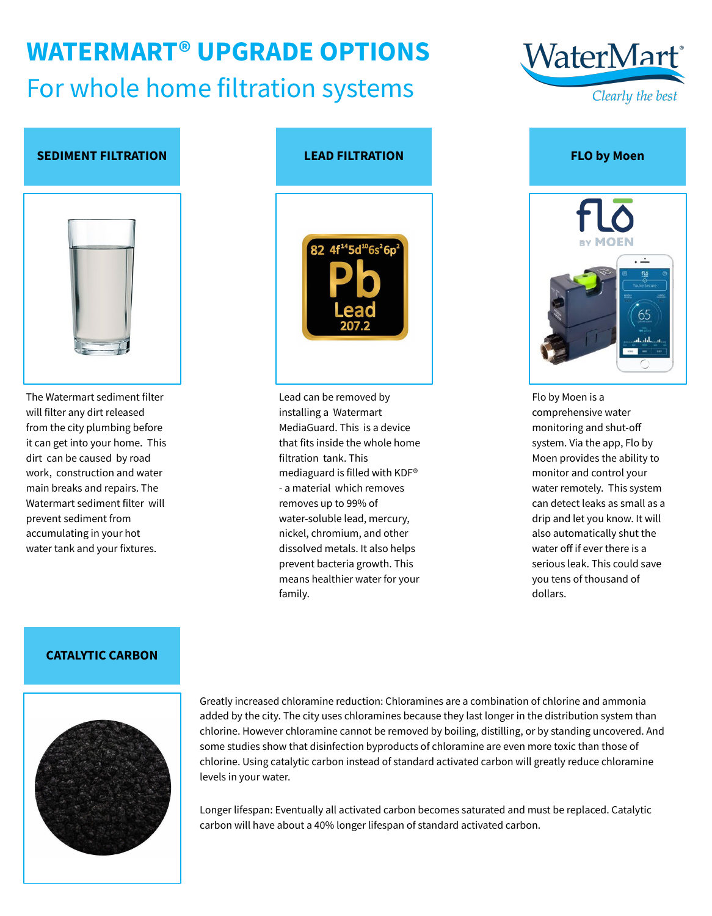# WATERMART® UPGRADE OPTIONS

## For whole home filtration systems

### SEDIMENT FILTRATION

The Watermart sediment filter will filter any dirt released from the city plumbing before it can get into your home. This dirt can be caused by road work, construction and water main breaks and repairs. The Watermart sediment filter will prevent sediment from accumulating in your hot water tank and your fixtures.

### LEAD FILTRATION

Lead can be removed by installing a Watermart MediaGuard. This is a device that fits inside the whole home filtration tank. This mediaguard is filled with KDF® - a material which removes removes up to 99% of water-soluble lead, mercury, nickel, chromium, and other dissolved metals. It also helps prevent bacteria growth. This means healthier water for your family.

### FLO by Moen

Flo by Moen is a comprehensive water monitoring and shut-off system. Via the app, Flo by Moen provides the ability to monitor and control your water remotely. This system can detect leaks as small as a drip and let you know. It will also automatically shut the water off if ever there is a serious leak. This could save you tens of thousand of dollars.

### CATALYTIC CARBON

Greatly increased chloramine reduction: Chloramines are a combination of chlorine and ammonia added by the city. The city uses chloramines because they last longer in the distribution system than chlorine. However chloramine cannot be removed by boiling, distilling, or by standing uncovered. And some studies show that disinfection byproducts of chloramine are even more toxic than those of chlorine. Using catalytic carbon instead of standard activated carbon will greatly reduce chloramine levels in your water.

Longer lifespan: Eventually all activated carbon becomes saturated and must be replaced. Catalytic carbon will have about a 40% longer lifespan of standard activated carbon.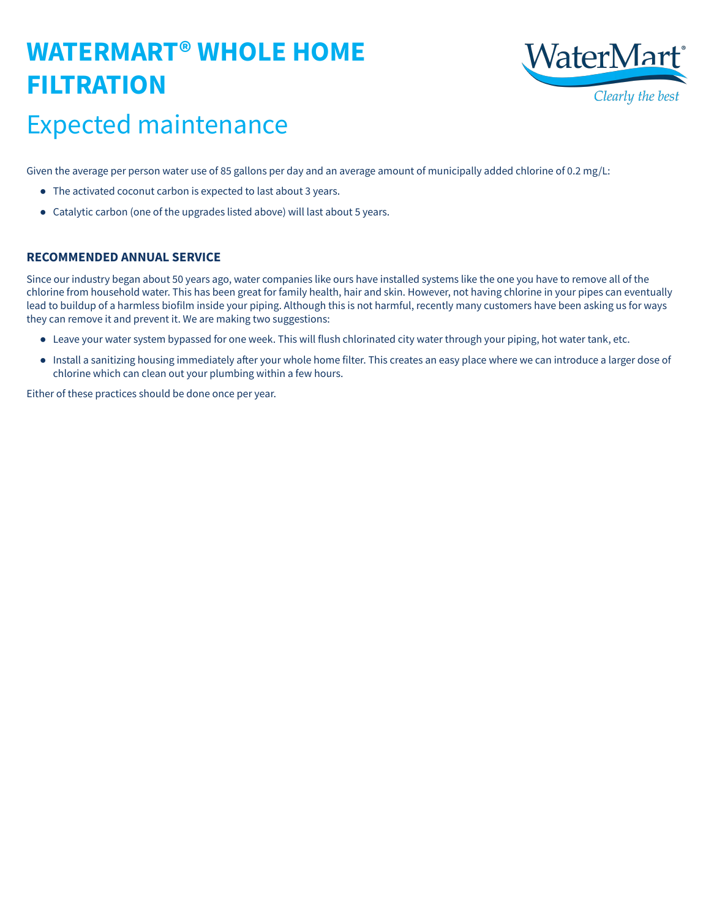# WATERMART® WHOLE HOME FILTRATION

## Expected maintenance

Given the average per person water use of 85 gallons per day and an average amount of municipally added chlorine of 0.2 mg/L:

- The activated coconut carbon is expected to last about 3 years.
- Catalytic carbon (one of the upgrades listed above) will last about 5 years.

### RECOMMENDED ANNUAL SERVICE

Since our industry began about 50 years ago, water companies like ours have installed systems like the one you have to remove all of the chlorine from household water. This has been great for family health, hair and skin. However, not having chlorine in your pipes can eventually lead to buildup of a harmless biofilm inside your piping. Although this is not harmful, recently many customers have been asking us for ways they can remove it and prevent it. We are making two suggestions:

- Leave your water system bypassed for one week. This will flush chlorinated city water through your piping, hot water tank, etc.
- Install a sanitizing housing immediately after your whole home filter. This creates an easy place where we can introduce a larger dose of chlorine which can clean out your plumbing within a few hours.

Either of these practices should be done once per year.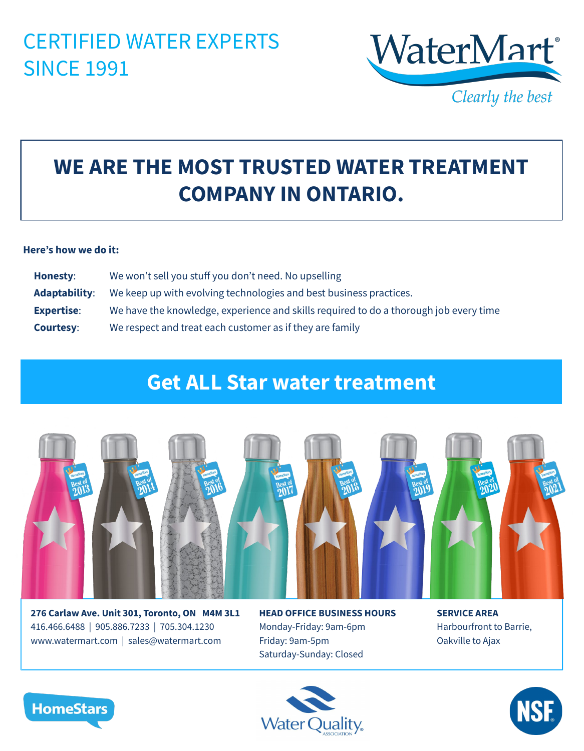CERTIFIED WATER EXPERTS SINCE 1991

WaterMart®

*Clearly the best*

# WE ARE THE MOST TRUSTED WATER TREATMENT COMPANY IN ONTARIO.

**Here's how we do it:**

**Honesty**: We won't sell you stuff you don't need. No upselling

**Adaptability**: We keep up with evolving technologies and best business practices.

**Expertise**: We have the knowledge, experience and skills required to do a thorough job every time

**Courtesy**: We respect and treat each customer as if they are family

## Get ALL Star water treatment

**276 Carlaw Ave. Unit 301, Toronto, ON M4M 3L1**
416.466.6488 | 905.886.7233 | 705.304.1230
www.watermart.com | sales@watermart.com

**HEAD OFFICE BUSINESS HOURS**
Monday-Friday: 9am-6pm
Friday: 9am-5pm
Saturday-Sunday: Closed

**SERVICE AREA**
Harbourfront to Barrie,
Oakville to Ajax

HomeStars

Water Quality Association

NSF